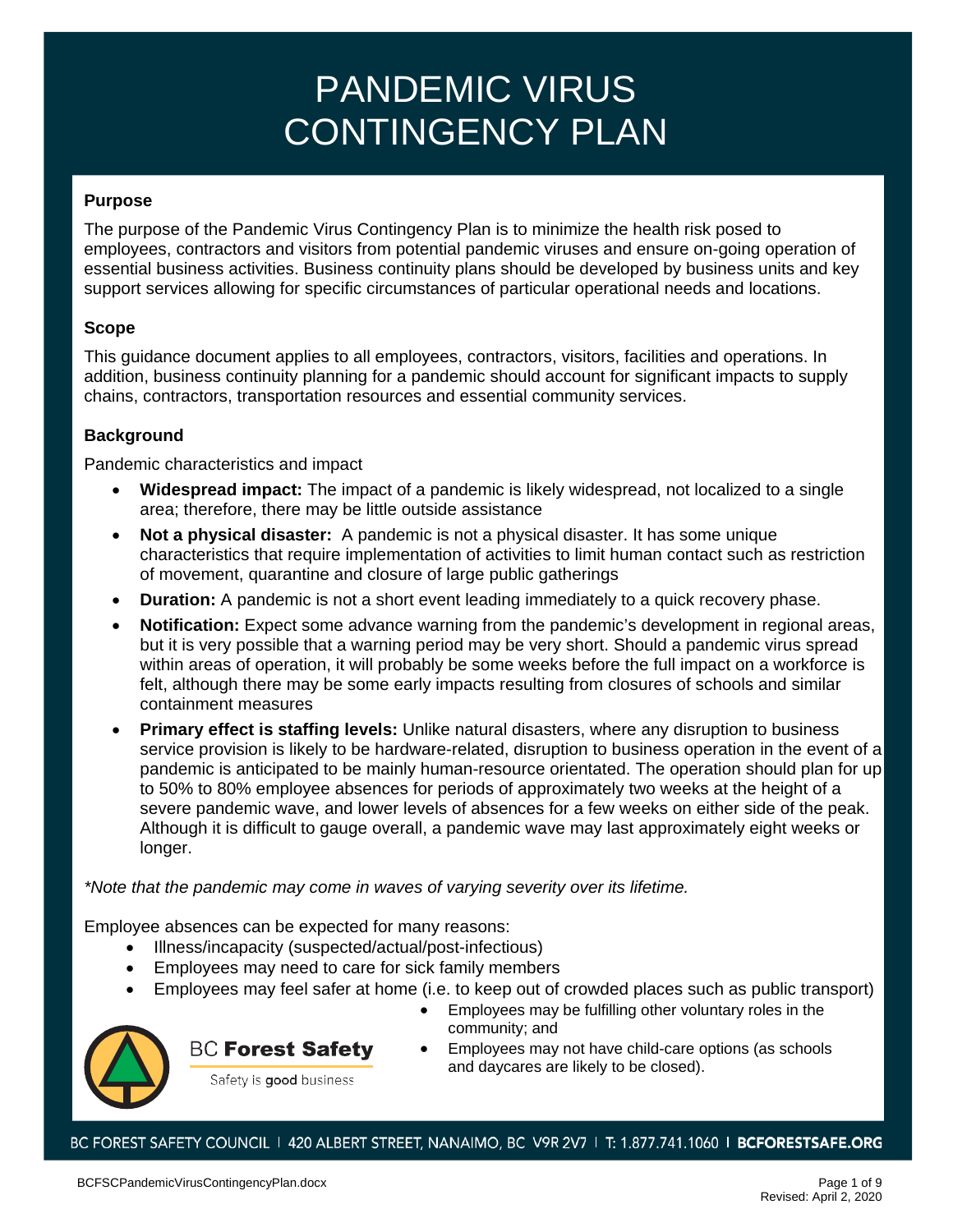# PANDEMIC VIRUS CONTINGENCY PLAN

**Purpose**

The purpose of the Pandemic Virus Contingency Plan is to minimize the health risk posed to employees, contractors and visitors from potential pandemic viruses and ensure on-going operation of essential business activities. Business continuity plans should be developed by business units and key support services allowing for specific circumstances of particular operational needs and locations.

**Scope**

This guidance document applies to all employees, contractors, visitors, facilities and operations. In addition, business continuity planning for a pandemic should account for significant impacts to supply chains, contractors, transportation resources and essential community services.

**Background**

Pandemic characteristics and impact

- **Widespread impact:** The impact of a pandemic is likely widespread, not localized to a single area; therefore, there may be little outside assistance
- **Not a physical disaster:** A pandemic is not a physical disaster. It has some unique characteristics that require implementation of activities to limit human contact such as restriction of movement, quarantine and closure of large public gatherings
- **Duration:** A pandemic is not a short event leading immediately to a quick recovery phase.
- **Notification:** Expect some advance warning from the pandemic's development in regional areas, but it is very possible that a warning period may be very short. Should a pandemic virus spread within areas of operation, it will probably be some weeks before the full impact on a workforce is felt, although there may be some early impacts resulting from closures of schools and similar containment measures
- **Primary effect is staffing levels:** Unlike natural disasters, where any disruption to business service provision is likely to be hardware-related, disruption to business operation in the event of a pandemic is anticipated to be mainly human-resource orientated. The operation should plan for up to 50% to 80% employee absences for periods of approximately two weeks at the height of a severe pandemic wave, and lower levels of absences for a few weeks on either side of the peak. Although it is difficult to gauge overall, a pandemic wave may last approximately eight weeks or longer.

*\*Note that the pandemic may come in waves of varying severity over its lifetime.*

Employee absences can be expected for many reasons:

- Illness/incapacity (suspected/actual/post-infectious)
- Employees may need to care for sick family members
- Employees may feel safer at home (i.e. to keep out of crowded places such as public transport)
- Employees may be fulfilling other voluntary roles in the community; and
- Employees may not have child-care options (as schools and daycares are likely to be closed).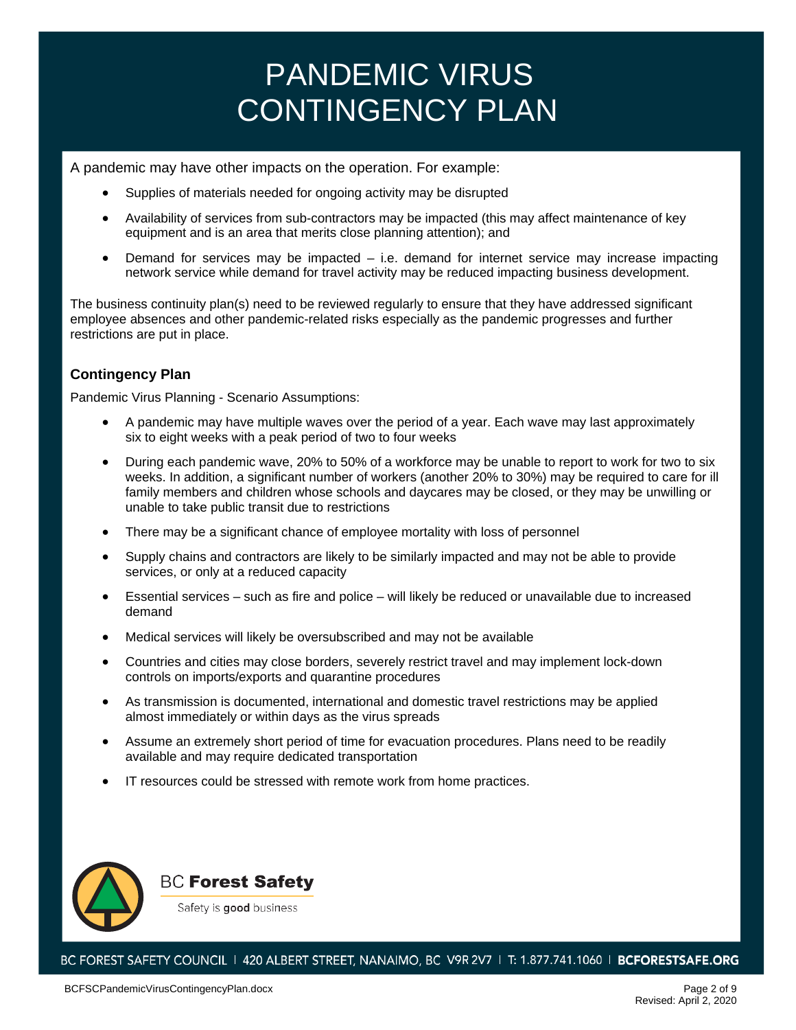A pandemic may have other impacts on the operation. For example:

- Supplies of materials needed for ongoing activity may be disrupted
- Availability of services from sub-contractors may be impacted (this may affect maintenance of key equipment and is an area that merits close planning attention); and
- Demand for services may be impacted – i.e. demand for internet service may increase impacting network service while demand for travel activity may be reduced impacting business development.

The business continuity plan(s) need to be reviewed regularly to ensure that they have addressed significant employee absences and other pandemic-related risks especially as the pandemic progresses and further restrictions are put in place.

### Contingency Plan

Pandemic Virus Planning - Scenario Assumptions:

- A pandemic may have multiple waves over the period of a year. Each wave may last approximately six to eight weeks with a peak period of two to four weeks
- During each pandemic wave, 20% to 50% of a workforce may be unable to report to work for two to six weeks. In addition, a significant number of workers (another 20% to 30%) may be required to care for ill family members and children whose schools and daycares may be closed, or they may be unwilling or unable to take public transit due to restrictions
- There may be a significant chance of employee mortality with loss of personnel
- Supply chains and contractors are likely to be similarly impacted and may not be able to provide services, or only at a reduced capacity
- Essential services – such as fire and police – will likely be reduced or unavailable due to increased demand
- Medical services will likely be oversubscribed and may not be available
- Countries and cities may close borders, severely restrict travel and may implement lock-down controls on imports/exports and quarantine procedures
- As transmission is documented, international and domestic travel restrictions may be applied almost immediately or within days as the virus spreads
- Assume an extremely short period of time for evacuation procedures. Plans need to be readily available and may require dedicated transportation
- IT resources could be stressed with remote work from home practices.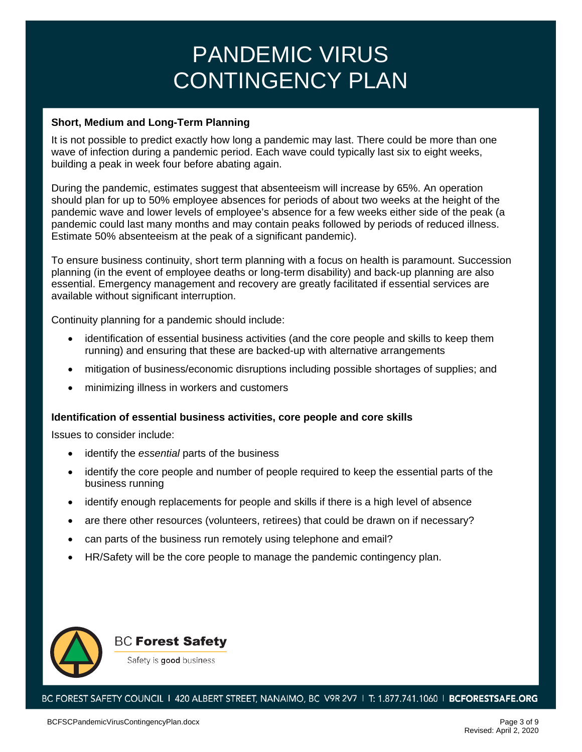# PANDEMIC VIRUS CONTINGENCY PLAN

**Short, Medium and Long-Term Planning**

It is not possible to predict exactly how long a pandemic may last. There could be more than one wave of infection during a pandemic period. Each wave could typically last six to eight weeks, building a peak in week four before abating again.

During the pandemic, estimates suggest that absenteeism will increase by 65%. An operation should plan for up to 50% employee absences for periods of about two weeks at the height of the pandemic wave and lower levels of employee's absence for a few weeks either side of the peak (a pandemic could last many months and may contain peaks followed by periods of reduced illness. Estimate 50% absenteeism at the peak of a significant pandemic).

To ensure business continuity, short term planning with a focus on health is paramount. Succession planning (in the event of employee deaths or long-term disability) and back-up planning are also essential. Emergency management and recovery are greatly facilitated if essential services are available without significant interruption.

Continuity planning for a pandemic should include:

- identification of essential business activities (and the core people and skills to keep them running) and ensuring that these are backed-up with alternative arrangements
- mitigation of business/economic disruptions including possible shortages of supplies; and
- minimizing illness in workers and customers

**Identification of essential business activities, core people and core skills**

Issues to consider include:

- identify the *essential* parts of the business
- identify the core people and number of people required to keep the essential parts of the business running
- identify enough replacements for people and skills if there is a high level of absence
- are there other resources (volunteers, retirees) that could be drawn on if necessary?
- can parts of the business run remotely using telephone and email?
- HR/Safety will be the core people to manage the pandemic contingency plan.

BC **Forest Safety**

Safety is **good** business

BC FOREST SAFETY COUNCIL | 420 ALBERT STREET, NANAIMO, BC V9R 2V7 | T: 1.877.741.1060 | **BCFORESTSAFE.ORG**

BCFSCPandemicVirusContingencyPlan.docx

Revised: April 2, 2020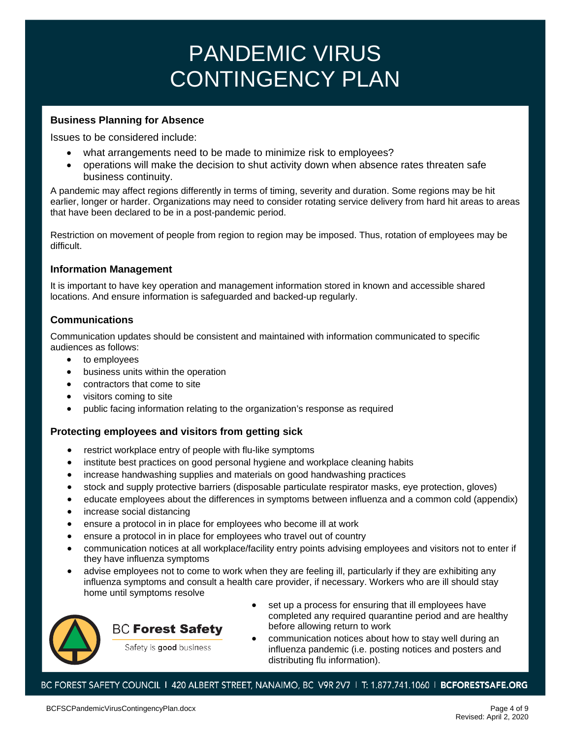# PANDEMIC VIRUS CONTINGENCY PLAN

### Business Planning for Absence

Issues to be considered include:

- what arrangements need to be made to minimize risk to employees?
- operations will make the decision to shut activity down when absence rates threaten safe business continuity.

A pandemic may affect regions differently in terms of timing, severity and duration. Some regions may be hit earlier, longer or harder. Organizations may need to consider rotating service delivery from hard hit areas to areas that have been declared to be in a post-pandemic period.

Restriction on movement of people from region to region may be imposed. Thus, rotation of employees may be difficult.

### Information Management

It is important to have key operation and management information stored in known and accessible shared locations. And ensure information is safeguarded and backed-up regularly.

### Communications

Communication updates should be consistent and maintained with information communicated to specific audiences as follows:

- to employees
- business units within the operation
- contractors that come to site
- visitors coming to site
- public facing information relating to the organization's response as required

### Protecting employees and visitors from getting sick

- restrict workplace entry of people with flu-like symptoms
- institute best practices on good personal hygiene and workplace cleaning habits
- increase handwashing supplies and materials on good handwashing practices
- stock and supply protective barriers (disposable particulate respirator masks, eye protection, gloves)
- educate employees about the differences in symptoms between influenza and a common cold (appendix)
- increase social distancing
- ensure a protocol in in place for employees who become ill at work
- ensure a protocol in in place for employees who travel out of country
- communication notices at all workplace/facility entry points advising employees and visitors not to enter if they have influenza symptoms
- advise employees not to come to work when they are feeling ill, particularly if they are exhibiting any influenza symptoms and consult a health care provider, if necessary. Workers who are ill should stay home until symptoms resolve
- set up a process for ensuring that ill employees have completed any required quarantine period and are healthy before allowing return to work
- communication notices about how to stay well during an influenza pandemic (i.e. posting notices and posters and distributing flu information).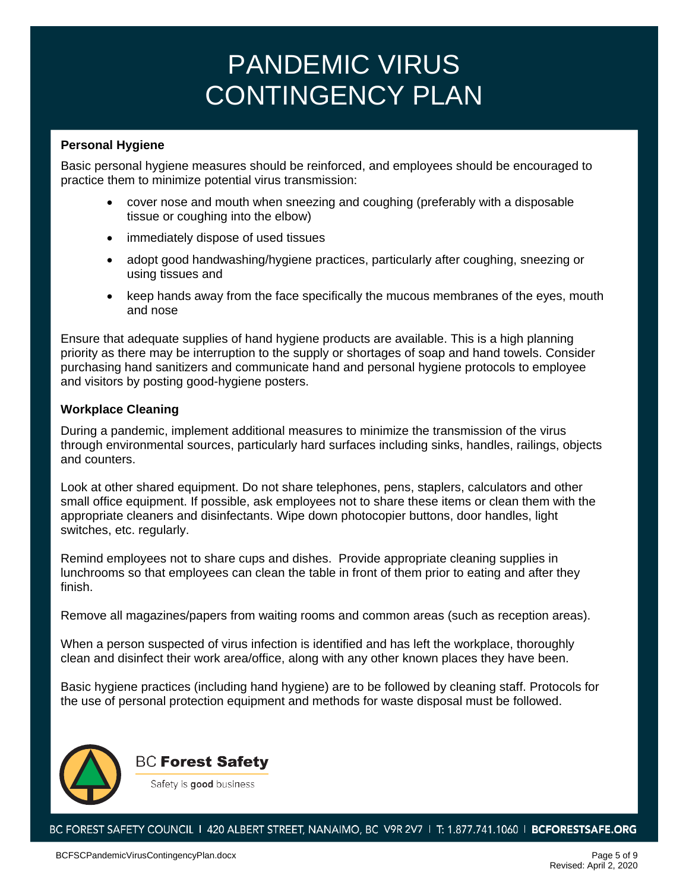# PANDEMIC VIRUS CONTINGENCY PLAN

**Personal Hygiene**

Basic personal hygiene measures should be reinforced, and employees should be encouraged to practice them to minimize potential virus transmission:

- cover nose and mouth when sneezing and coughing (preferably with a disposable tissue or coughing into the elbow)
- immediately dispose of used tissues
- adopt good handwashing/hygiene practices, particularly after coughing, sneezing or using tissues and
- keep hands away from the face specifically the mucous membranes of the eyes, mouth and nose

Ensure that adequate supplies of hand hygiene products are available. This is a high planning priority as there may be interruption to the supply or shortages of soap and hand towels. Consider purchasing hand sanitizers and communicate hand and personal hygiene protocols to employee and visitors by posting good-hygiene posters.

**Workplace Cleaning**

During a pandemic, implement additional measures to minimize the transmission of the virus through environmental sources, particularly hard surfaces including sinks, handles, railings, objects and counters.

Look at other shared equipment. Do not share telephones, pens, staplers, calculators and other small office equipment. If possible, ask employees not to share these items or clean them with the appropriate cleaners and disinfectants. Wipe down photocopier buttons, door handles, light switches, etc. regularly.

Remind employees not to share cups and dishes. Provide appropriate cleaning supplies in lunchrooms so that employees can clean the table in front of them prior to eating and after they finish.

Remove all magazines/papers from waiting rooms and common areas (such as reception areas).

When a person suspected of virus infection is identified and has left the workplace, thoroughly clean and disinfect their work area/office, along with any other known places they have been.

Basic hygiene practices (including hand hygiene) are to be followed by cleaning staff. Protocols for the use of personal protection equipment and methods for waste disposal must be followed.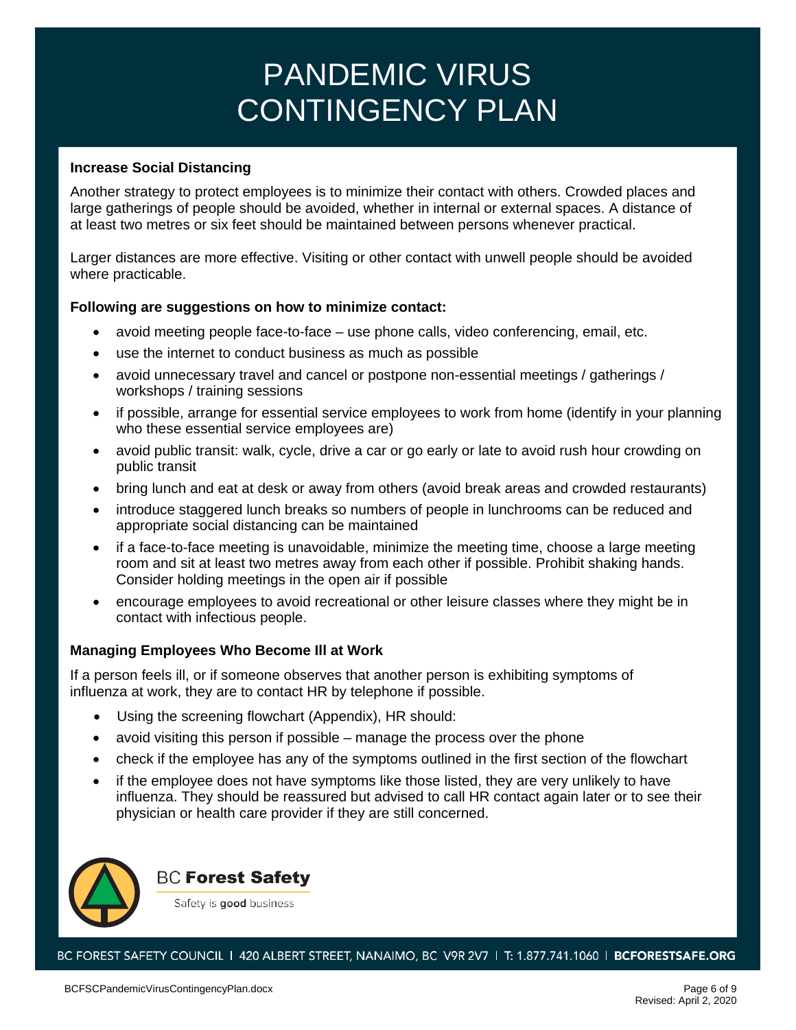**Increase Social Distancing**

Another strategy to protect employees is to minimize their contact with others. Crowded places and large gatherings of people should be avoided, whether in internal or external spaces. A distance of at least two metres or six feet should be maintained between persons whenever practical.

Larger distances are more effective. Visiting or other contact with unwell people should be avoided where practicable.

**Following are suggestions on how to minimize contact:**

- avoid meeting people face-to-face – use phone calls, video conferencing, email, etc.
- use the internet to conduct business as much as possible
- avoid unnecessary travel and cancel or postpone non-essential meetings / gatherings / workshops / training sessions
- if possible, arrange for essential service employees to work from home (identify in your planning who these essential service employees are)
- avoid public transit: walk, cycle, drive a car or go early or late to avoid rush hour crowding on public transit
- bring lunch and eat at desk or away from others (avoid break areas and crowded restaurants)
- introduce staggered lunch breaks so numbers of people in lunchrooms can be reduced and appropriate social distancing can be maintained
- if a face-to-face meeting is unavoidable, minimize the meeting time, choose a large meeting room and sit at least two metres away from each other if possible. Prohibit shaking hands. Consider holding meetings in the open air if possible
- encourage employees to avoid recreational or other leisure classes where they might be in contact with infectious people.

**Managing Employees Who Become Ill at Work**

If a person feels ill, or if someone observes that another person is exhibiting symptoms of influenza at work, they are to contact HR by telephone if possible.

- Using the screening flowchart (Appendix), HR should:
- avoid visiting this person if possible – manage the process over the phone
- check if the employee has any of the symptoms outlined in the first section of the flowchart
- if the employee does not have symptoms like those listed, they are very unlikely to have influenza. They should be reassured but advised to call HR contact again later or to see their physician or health care provider if they are still concerned.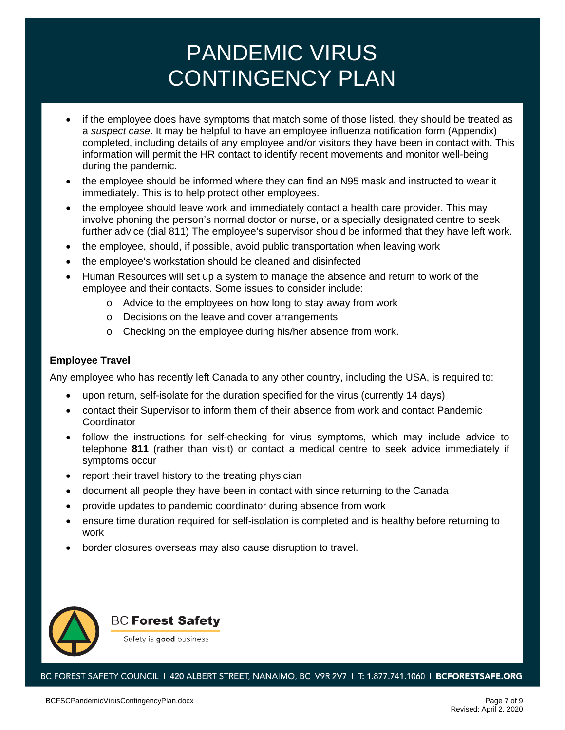- if the employee does have symptoms that match some of those listed, they should be treated as a *suspect case*. It may be helpful to have an employee influenza notification form (Appendix) completed, including details of any employee and/or visitors they have been in contact with. This information will permit the HR contact to identify recent movements and monitor well-being during the pandemic.
- the employee should be informed where they can find an N95 mask and instructed to wear it immediately. This is to help protect other employees.
- the employee should leave work and immediately contact a health care provider. This may involve phoning the person's normal doctor or nurse, or a specially designated centre to seek further advice (dial 811) The employee's supervisor should be informed that they have left work.
- the employee, should, if possible, avoid public transportation when leaving work
- the employee's workstation should be cleaned and disinfected
- Human Resources will set up a system to manage the absence and return to work of the employee and their contacts. Some issues to consider include:
  - Advice to the employees on how long to stay away from work
  - Decisions on the leave and cover arrangements
  - Checking on the employee during his/her absence from work.

**Employee Travel**

Any employee who has recently left Canada to any other country, including the USA, is required to:

- upon return, self-isolate for the duration specified for the virus (currently 14 days)
- contact their Supervisor to inform them of their absence from work and contact Pandemic Coordinator
- follow the instructions for self-checking for virus symptoms, which may include advice to telephone **811** (rather than visit) or contact a medical centre to seek advice immediately if symptoms occur
- report their travel history to the treating physician
- document all people they have been in contact with since returning to the Canada
- provide updates to pandemic coordinator during absence from work
- ensure time duration required for self-isolation is completed and is healthy before returning to work
- border closures overseas may also cause disruption to travel.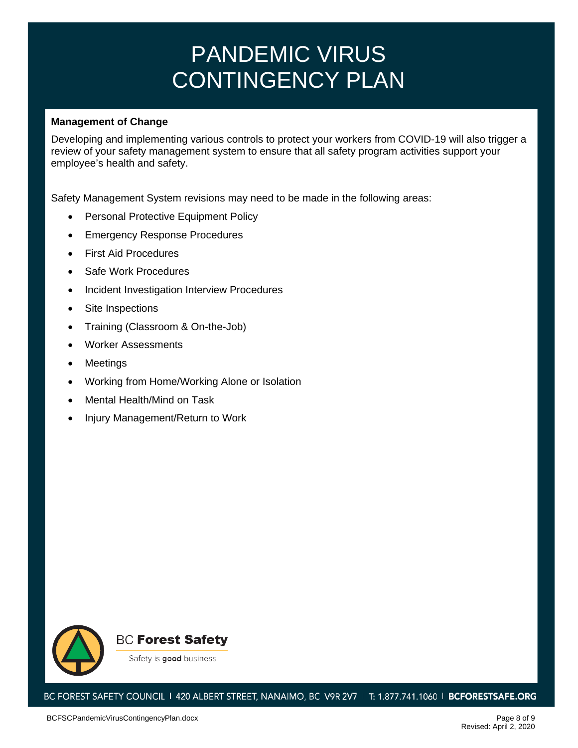# PANDEMIC VIRUS CONTINGENCY PLAN

**Management of Change**

Developing and implementing various controls to protect your workers from COVID-19 will also trigger a review of your safety management system to ensure that all safety program activities support your employee's health and safety.

Safety Management System revisions may need to be made in the following areas:

- Personal Protective Equipment Policy
- Emergency Response Procedures
- First Aid Procedures
- Safe Work Procedures
- Incident Investigation Interview Procedures
- Site Inspections
- Training (Classroom & On-the-Job)
- Worker Assessments
- Meetings
- Working from Home/Working Alone or Isolation
- Mental Health/Mind on Task
- Injury Management/Return to Work

BC Forest Safety

Safety is **good** business

BC FOREST SAFETY COUNCIL | 420 ALBERT STREET, NANAIMO, BC V9R 2V7 | T: 1.877.741.1060 | **BCFORESTSAFE.ORG**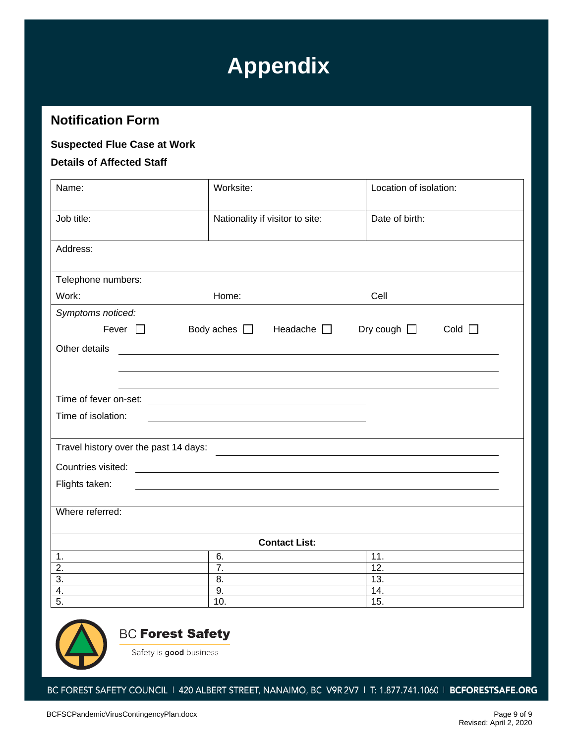# Appendix

## Notification Form

### Suspected Flue Case at Work

### Details of Affected Staff

| | | |
|---|---|---|
| Name: | Worksite: | Location of isolation: |
| Job title: | Nationality if visitor to site: | Date of birth: |

Address:

Telephone numbers:

Work: Home: Cell

*Symptoms noticed:*

Fever ☐ Body aches ☐ Headache ☐ Dry cough ☐ Cold ☐

Other details \_\_\_\_\_\_\_\_\_\_\_\_\_\_\_\_\_\_\_\_\_\_\_\_\_\_\_\_\_\_\_\_\_\_\_\_\_\_\_\_

\_\_\_\_\_\_\_\_\_\_\_\_\_\_\_\_\_\_\_\_\_\_\_\_\_\_\_\_\_\_\_\_\_\_\_\_\_\_\_\_

\_\_\_\_\_\_\_\_\_\_\_\_\_\_\_\_\_\_\_\_\_\_\_\_\_\_\_\_\_\_\_\_\_\_\_\_\_\_\_\_

Time of fever on-set: \_\_\_\_\_\_\_\_\_\_\_\_\_\_\_\_\_\_\_\_\_\_\_\_\_\_

Time of isolation: \_\_\_\_\_\_\_\_\_\_\_\_\_\_\_\_\_\_\_\_\_\_\_\_\_\_

Travel history over the past 14 days: \_\_\_\_\_\_\_\_\_\_\_\_\_\_\_\_\_\_\_\_\_\_\_\_\_\_

Countries visited: \_\_\_\_\_\_\_\_\_\_\_\_\_\_\_\_\_\_\_\_\_\_\_\_\_\_\_\_\_\_\_\_\_\_\_\_\_\_\_\_

Flights taken: \_\_\_\_\_\_\_\_\_\_\_\_\_\_\_\_\_\_\_\_\_\_\_\_\_\_\_\_\_\_\_\_\_\_\_\_\_\_\_\_

Where referred:

**Contact List:**

| | | |
|---|---|---|
| 1. | 6. | 11. |
| 2. | 7. | 12. |
| 3. | 8. | 13. |
| 4. | 9. | 14. |
| 5. | 10. | 15. |

BC **Forest Safety**

Safety is **good** business

BC FOREST SAFETY COUNCIL | 420 ALBERT STREET, NANAIMO, BC V9R 2V7 | T: 1.877.741.1060 | **BCFORESTSAFE.ORG**